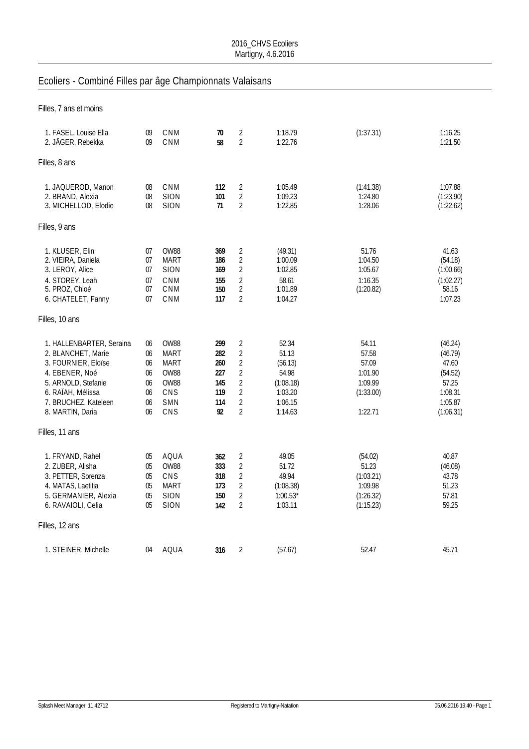2016_CHVS Ecoliers
Martigny, 4.6.2016

# Ecoliers - Combiné Filles par âge Championnats Valaisans

## Filles, 7 ans et moins

| | | | | | | | |
|---|---|---|---|---|---|---|---|
| 1. FASEL, Louise Ella | 09 | CNM | **70** | 2 | 1:18.79 | (1:37.31) | 1:16.25 |
| 2. JÄGER, Rebekka | 09 | CNM | **58** | 2 | 1:22.76 | | 1:21.50 |

## Filles, 8 ans

| | | | | | | | |
|---|---|---|---|---|---|---|---|
| 1. JAQUEROD, Manon | 08 | CNM | **112** | 2 | 1:05.49 | (1:41.38) | 1:07.88 |
| 2. BRAND, Alexia | 08 | SION | **101** | 2 | 1:09.23 | 1:24.80 | (1:23.90) |
| 3. MICHELLOD, Elodie | 08 | SION | **71** | 2 | 1:22.85 | 1:28.06 | (1:22.62) |

## Filles, 9 ans

| | | | | | | | |
|---|---|---|---|---|---|---|---|
| 1. KLUSER, Elin | 07 | OW88 | **369** | 2 | (49.31) | 51.76 | 41.63 |
| 2. VIEIRA, Daniela | 07 | MART | **186** | 2 | 1:00.09 | 1:04.50 | (54.18) |
| 3. LEROY, Alice | 07 | SION | **169** | 2 | 1:02.85 | 1:05.67 | (1:00.66) |
| 4. STOREY, Leah | 07 | CNM | **155** | 2 | 58.61 | 1:16.35 | (1:02.27) |
| 5. PROZ, Chloé | 07 | CNM | **150** | 2 | 1:01.89 | (1:20.82) | 58.16 |
| 6. CHATELET, Fanny | 07 | CNM | **117** | 2 | 1:04.27 | | 1:07.23 |

## Filles, 10 ans

| | | | | | | | |
|---|---|---|---|---|---|---|---|
| 1. HALLENBARTER, Seraina | 06 | OW88 | **299** | 2 | 52.34 | 54.11 | (46.24) |
| 2. BLANCHET, Marie | 06 | MART | **282** | 2 | 51.13 | 57.58 | (46.79) |
| 3. FOURNIER, Eloïse | 06 | MART | **260** | 2 | (56.13) | 57.09 | 47.60 |
| 4. EBENER, Noé | 06 | OW88 | **227** | 2 | 54.98 | 1:01.90 | (54.52) |
| 5. ARNOLD, Stefanie | 06 | OW88 | **145** | 2 | (1:08.18) | 1:09.99 | 57.25 |
| 6. RAÏAH, Mélissa | 06 | CNS | **119** | 2 | 1:03.20 | (1:33.00) | 1:08.31 |
| 7. BRUCHEZ, Kateleen | 06 | SMN | **114** | 2 | 1:06.15 | | 1:05.87 |
| 8. MARTIN, Daria | 06 | CNS | **92** | 2 | 1:14.63 | 1:22.71 | (1:06.31) |

## Filles, 11 ans

| | | | | | | | |
|---|---|---|---|---|---|---|---|
| 1. FRYAND, Rahel | 05 | AQUA | **362** | 2 | 49.05 | (54.02) | 40.87 |
| 2. ZUBER, Alisha | 05 | OW88 | **333** | 2 | 51.72 | 51.23 | (46.08) |
| 3. PETTER, Sorenza | 05 | CNS | **318** | 2 | 49.94 | (1:03.21) | 43.78 |
| 4. MATAS, Laetitia | 05 | MART | **173** | 2 | (1:08.38) | 1:09.98 | 51.23 |
| 5. GERMANIER, Alexia | 05 | SION | **150** | 2 | 1:00.53* | (1:26.32) | 57.81 |
| 6. RAVAIOLI, Celia | 05 | SION | **142** | 2 | 1:03.11 | (1:15.23) | 59.25 |

## Filles, 12 ans

| | | | | | | | |
|---|---|---|---|---|---|---|---|
| 1. STEINER, Michelle | 04 | AQUA | **316** | 2 | (57.67) | 52.47 | 45.71 |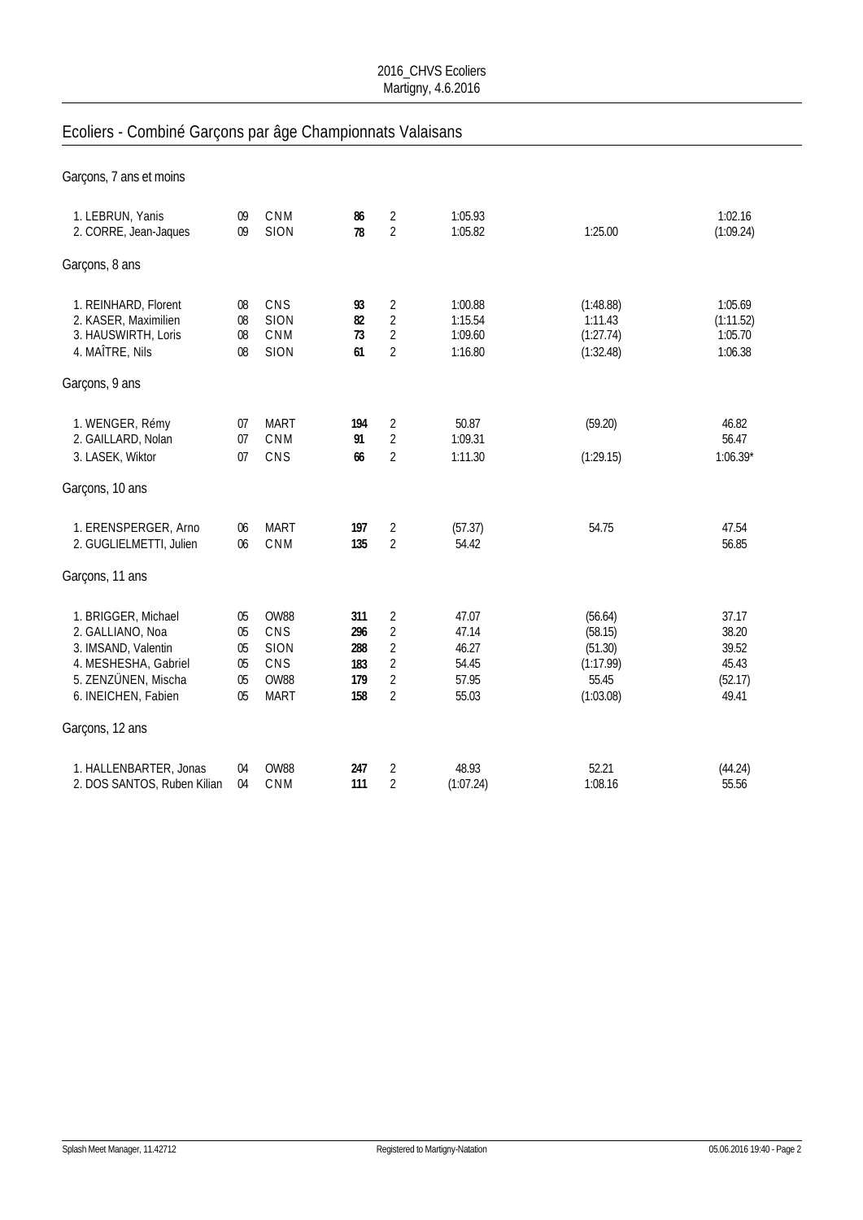2016_CHVS Ecoliers
Martigny, 4.6.2016

# Ecoliers - Combiné Garçons par âge Championnats Valaisans

## Garçons, 7 ans et moins

| | | | | | | | |
|---|---|---|---|---|---|---|---|
| 1. LEBRUN, Yanis | 09 | CNM | **86** | 2 | 1:05.93 | | 1:02.16 |
| 2. CORRE, Jean-Jaques | 09 | SION | **78** | 2 | 1:05.82 | 1:25.00 | (1:09.24) |

## Garçons, 8 ans

| | | | | | | | |
|---|---|---|---|---|---|---|---|
| 1. REINHARD, Florent | 08 | CNS | **93** | 2 | 1:00.88 | (1:48.88) | 1:05.69 |
| 2. KASER, Maximilien | 08 | SION | **82** | 2 | 1:15.54 | 1:11.43 | (1:11.52) |
| 3. HAUSWIRTH, Loris | 08 | CNM | **73** | 2 | 1:09.60 | (1:27.74) | 1:05.70 |
| 4. MAÎTRE, Nils | 08 | SION | **61** | 2 | 1:16.80 | (1:32.48) | 1:06.38 |

## Garçons, 9 ans

| | | | | | | | |
|---|---|---|---|---|---|---|---|
| 1. WENGER, Rémy | 07 | MART | **194** | 2 | 50.87 | (59.20) | 46.82 |
| 2. GAILLARD, Nolan | 07 | CNM | **91** | 2 | 1:09.31 | | 56.47 |
| 3. LASEK, Wiktor | 07 | CNS | **66** | 2 | 1:11.30 | (1:29.15) | 1:06.39* |

## Garçons, 10 ans

| | | | | | | | |
|---|---|---|---|---|---|---|---|
| 1. ERENSPERGER, Arno | 06 | MART | **197** | 2 | (57.37) | 54.75 | 47.54 |
| 2. GUGLIELMETTI, Julien | 06 | CNM | **135** | 2 | 54.42 | | 56.85 |

## Garçons, 11 ans

| | | | | | | | |
|---|---|---|---|---|---|---|---|
| 1. BRIGGER, Michael | 05 | OW88 | **311** | 2 | 47.07 | (56.64) | 37.17 |
| 2. GALLIANO, Noa | 05 | CNS | **296** | 2 | 47.14 | (58.15) | 38.20 |
| 3. IMSAND, Valentin | 05 | SION | **288** | 2 | 46.27 | (51.30) | 39.52 |
| 4. MESHESHA, Gabriel | 05 | CNS | **183** | 2 | 54.45 | (1:17.99) | 45.43 |
| 5. ZENZÜNEN, Mischa | 05 | OW88 | **179** | 2 | 57.95 | 55.45 | (52.17) |
| 6. INEICHEN, Fabien | 05 | MART | **158** | 2 | 55.03 | (1:03.08) | 49.41 |

## Garçons, 12 ans

| | | | | | | | |
|---|---|---|---|---|---|---|---|
| 1. HALLENBARTER, Jonas | 04 | OW88 | **247** | 2 | 48.93 | 52.21 | (44.24) |
| 2. DOS SANTOS, Ruben Kilian | 04 | CNM | **111** | 2 | (1:07.24) | 1:08.16 | 55.56 |